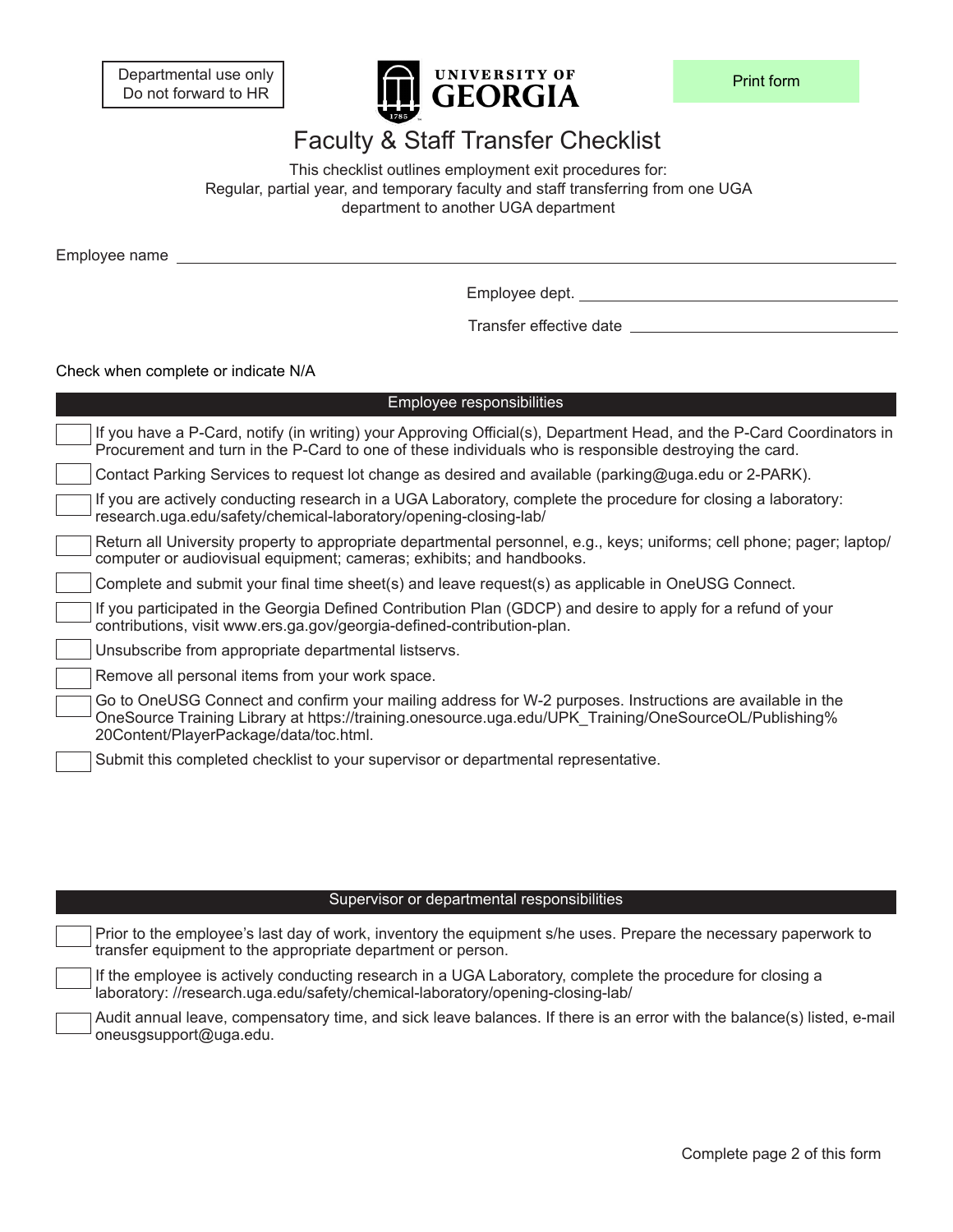Departmental use only
Do not forward to HR

UNIVERSITY OF GEORGIA

Print form

# Faculty & Staff Transfer Checklist

This checklist outlines employment exit procedures for:
Regular, partial year, and temporary faculty and staff transferring from one UGA department to another UGA department

Employee name ______________________________

Employee dept. ______________________________

Transfer effective date ______________________________

Check when complete or indicate N/A

## Employee responsibilities

- [ ] If you have a P-Card, notify (in writing) your Approving Official(s), Department Head, and the P-Card Coordinators in Procurement and turn in the P-Card to one of these individuals who is responsible destroying the card.
- [ ] Contact Parking Services to request lot change as desired and available (parking@uga.edu or 2-PARK).
- [ ] If you are actively conducting research in a UGA Laboratory, complete the procedure for closing a laboratory: research.uga.edu/safety/chemical-laboratory/opening-closing-lab/
- [ ] Return all University property to appropriate departmental personnel, e.g., keys; uniforms; cell phone; pager; laptop/computer or audiovisual equipment; cameras; exhibits; and handbooks.
- [ ] Complete and submit your final time sheet(s) and leave request(s) as applicable in OneUSG Connect.
- [ ] If you participated in the Georgia Defined Contribution Plan (GDCP) and desire to apply for a refund of your contributions, visit www.ers.ga.gov/georgia-defined-contribution-plan.
- [ ] Unsubscribe from appropriate departmental listservs.
- [ ] Remove all personal items from your work space.
- [ ] Go to OneUSG Connect and confirm your mailing address for W-2 purposes. Instructions are available in the OneSource Training Library at https://training.onesource.uga.edu/UPK_Training/OneSourceOL/Publishing%20Content/PlayerPackage/data/toc.html.
- [ ] Submit this completed checklist to your supervisor or departmental representative.

## Supervisor or departmental responsibilities

- [ ] Prior to the employee's last day of work, inventory the equipment s/he uses. Prepare the necessary paperwork to transfer equipment to the appropriate department or person.
- [ ] If the employee is actively conducting research in a UGA Laboratory, complete the procedure for closing a laboratory: //research.uga.edu/safety/chemical-laboratory/opening-closing-lab/
- [ ] Audit annual leave, compensatory time, and sick leave balances. If there is an error with the balance(s) listed, e-mail oneusgsupport@uga.edu.

Complete page 2 of this form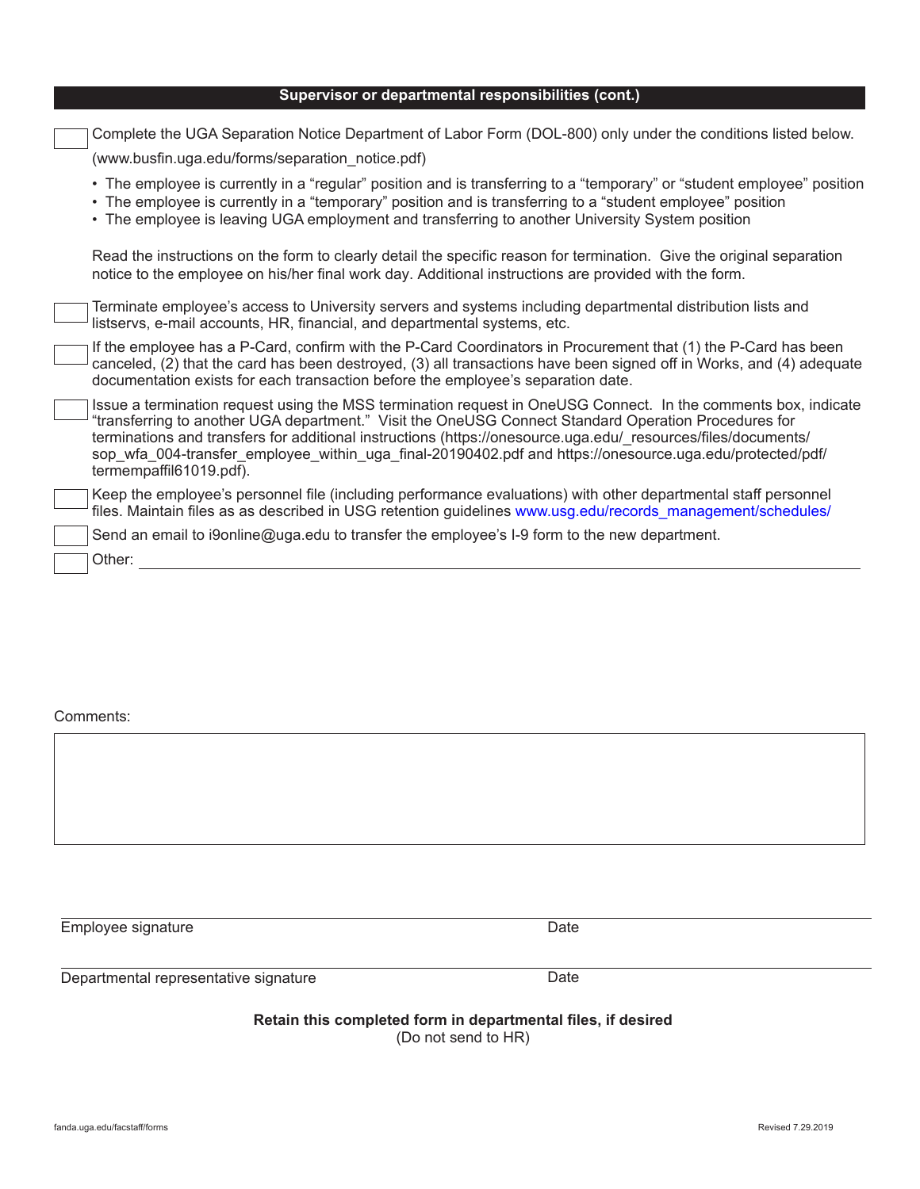## Supervisor or departmental responsibilities (cont.)

- [ ] Complete the UGA Separation Notice Department of Labor Form (DOL-800) only under the conditions listed below. (www.busfin.uga.edu/forms/separation_notice.pdf)
  - The employee is currently in a “regular” position and is transferring to a “temporary” or “student employee” position
  - The employee is currently in a “temporary” position and is transferring to a “student employee” position
  - The employee is leaving UGA employment and transferring to another University System position

  Read the instructions on the form to clearly detail the specific reason for termination. Give the original separation notice to the employee on his/her final work day. Additional instructions are provided with the form.

- [ ] Terminate employee’s access to University servers and systems including departmental distribution lists and listservs, e-mail accounts, HR, financial, and departmental systems, etc.
- [ ] If the employee has a P-Card, confirm with the P-Card Coordinators in Procurement that (1) the P-Card has been canceled, (2) that the card has been destroyed, (3) all transactions have been signed off in Works, and (4) adequate documentation exists for each transaction before the employee’s separation date.
- [ ] Issue a termination request using the MSS termination request in OneUSG Connect. In the comments box, indicate “transferring to another UGA department.” Visit the OneUSG Connect Standard Operation Procedures for terminations and transfers for additional instructions (https://onesource.uga.edu/_resources/files/documents/sop_wfa_004-transfer_employee_within_uga_final-20190402.pdf and https://onesource.uga.edu/protected/pdf/termempaffil61019.pdf).
- [ ] Keep the employee’s personnel file (including performance evaluations) with other departmental staff personnel files. Maintain files as as described in USG retention guidelines www.usg.edu/records_management/schedules/
- [ ] Send an email to i9online@uga.edu to transfer the employee’s I-9 form to the new department.
- [ ] Other: ______________________________

Comments:

| |
|---|
| |

Employee signature ______________________________ Date ______________

Departmental representative signature ______________________________ Date ______________

**Retain this completed form in departmental files, if desired**
(Do not send to HR)

fanda.uga.edu/facstaff/forms

Revised 7.29.2019